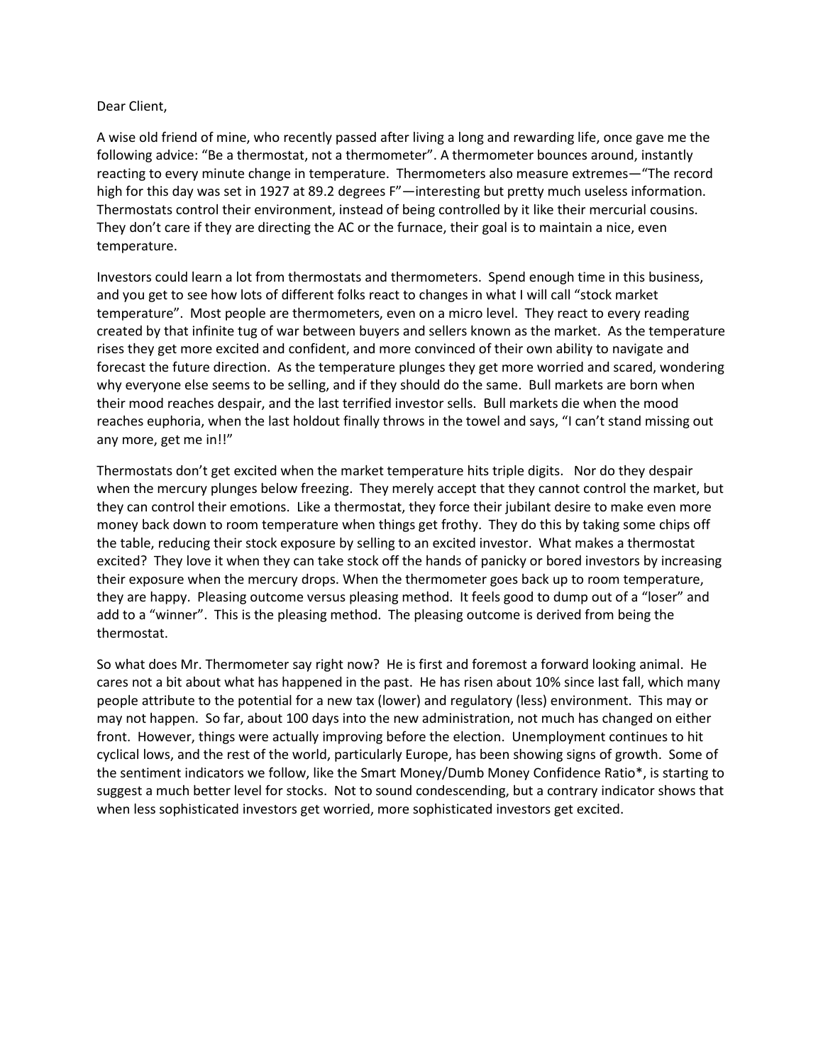Dear Client,

A wise old friend of mine, who recently passed after living a long and rewarding life, once gave me the following advice: "Be a thermostat, not a thermometer". A thermometer bounces around, instantly reacting to every minute change in temperature. Thermometers also measure extremes—"The record high for this day was set in 1927 at 89.2 degrees F"—interesting but pretty much useless information. Thermostats control their environment, instead of being controlled by it like their mercurial cousins. They don't care if they are directing the AC or the furnace, their goal is to maintain a nice, even temperature.

Investors could learn a lot from thermostats and thermometers. Spend enough time in this business, and you get to see how lots of different folks react to changes in what I will call "stock market temperature". Most people are thermometers, even on a micro level. They react to every reading created by that infinite tug of war between buyers and sellers known as the market. As the temperature rises they get more excited and confident, and more convinced of their own ability to navigate and forecast the future direction. As the temperature plunges they get more worried and scared, wondering why everyone else seems to be selling, and if they should do the same. Bull markets are born when their mood reaches despair, and the last terrified investor sells. Bull markets die when the mood reaches euphoria, when the last holdout finally throws in the towel and says, "I can't stand missing out any more, get me in!!"

Thermostats don't get excited when the market temperature hits triple digits. Nor do they despair when the mercury plunges below freezing. They merely accept that they cannot control the market, but they can control their emotions. Like a thermostat, they force their jubilant desire to make even more money back down to room temperature when things get frothy. They do this by taking some chips off the table, reducing their stock exposure by selling to an excited investor. What makes a thermostat excited? They love it when they can take stock off the hands of panicky or bored investors by increasing their exposure when the mercury drops. When the thermometer goes back up to room temperature, they are happy. Pleasing outcome versus pleasing method. It feels good to dump out of a "loser" and add to a "winner". This is the pleasing method. The pleasing outcome is derived from being the thermostat.

So what does Mr. Thermometer say right now? He is first and foremost a forward looking animal. He cares not a bit about what has happened in the past. He has risen about 10% since last fall, which many people attribute to the potential for a new tax (lower) and regulatory (less) environment. This may or may not happen. So far, about 100 days into the new administration, not much has changed on either front. However, things were actually improving before the election. Unemployment continues to hit cyclical lows, and the rest of the world, particularly Europe, has been showing signs of growth. Some of the sentiment indicators we follow, like the Smart Money/Dumb Money Confidence Ratio*, is starting to suggest a much better level for stocks. Not to sound condescending, but a contrary indicator shows that when less sophisticated investors get worried, more sophisticated investors get excited.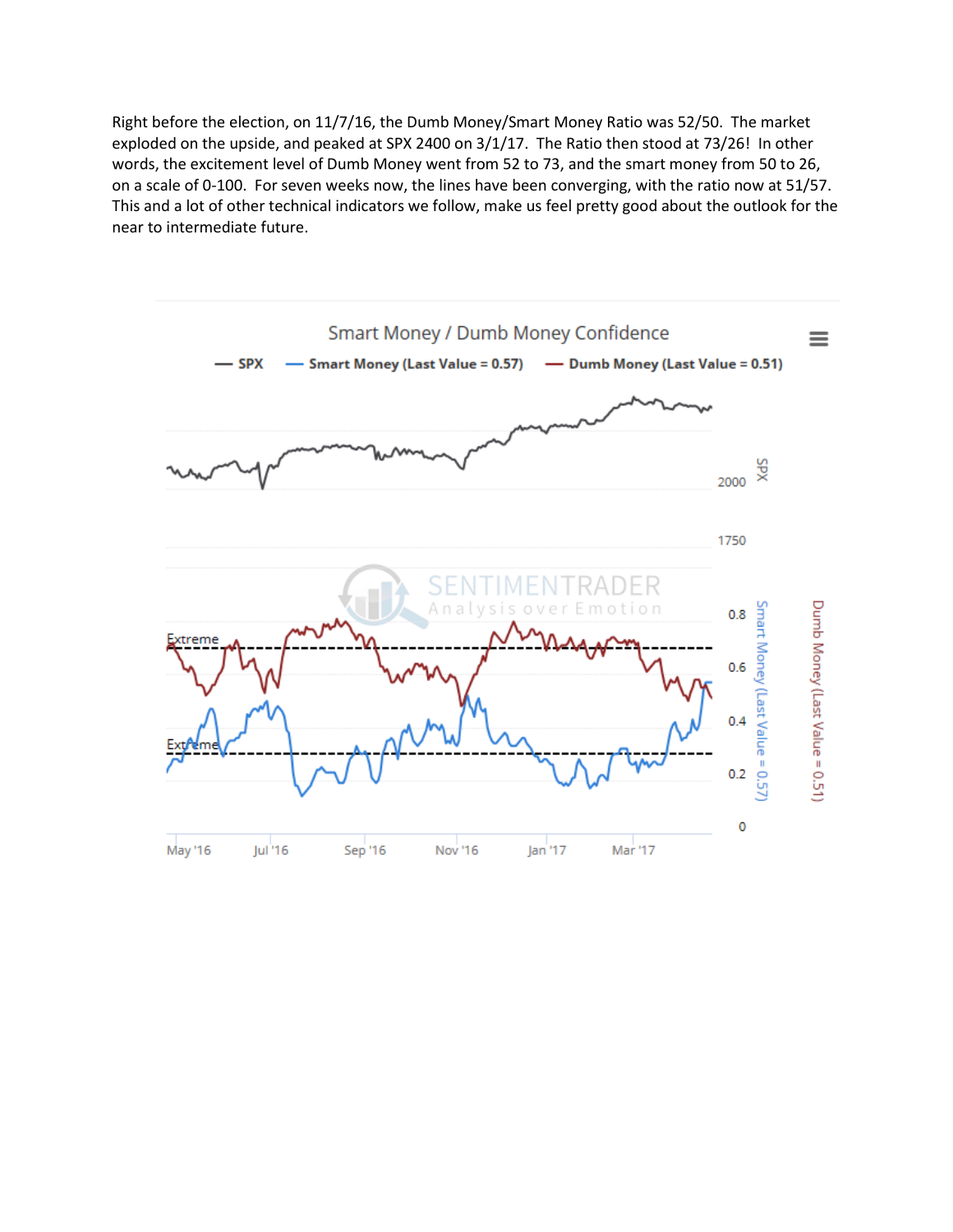Right before the election, on 11/7/16, the Dumb Money/Smart Money Ratio was 52/50. The market exploded on the upside, and peaked at SPX 2400 on 3/1/17. The Ratio then stood at 73/26! In other words, the excitement level of Dumb Money went from 52 to 73, and the smart money from 50 to 26, on a scale of 0-100. For seven weeks now, the lines have been converging, with the ratio now at 51/57. This and a lot of other technical indicators we follow, make us feel pretty good about the outlook for the near to intermediate future.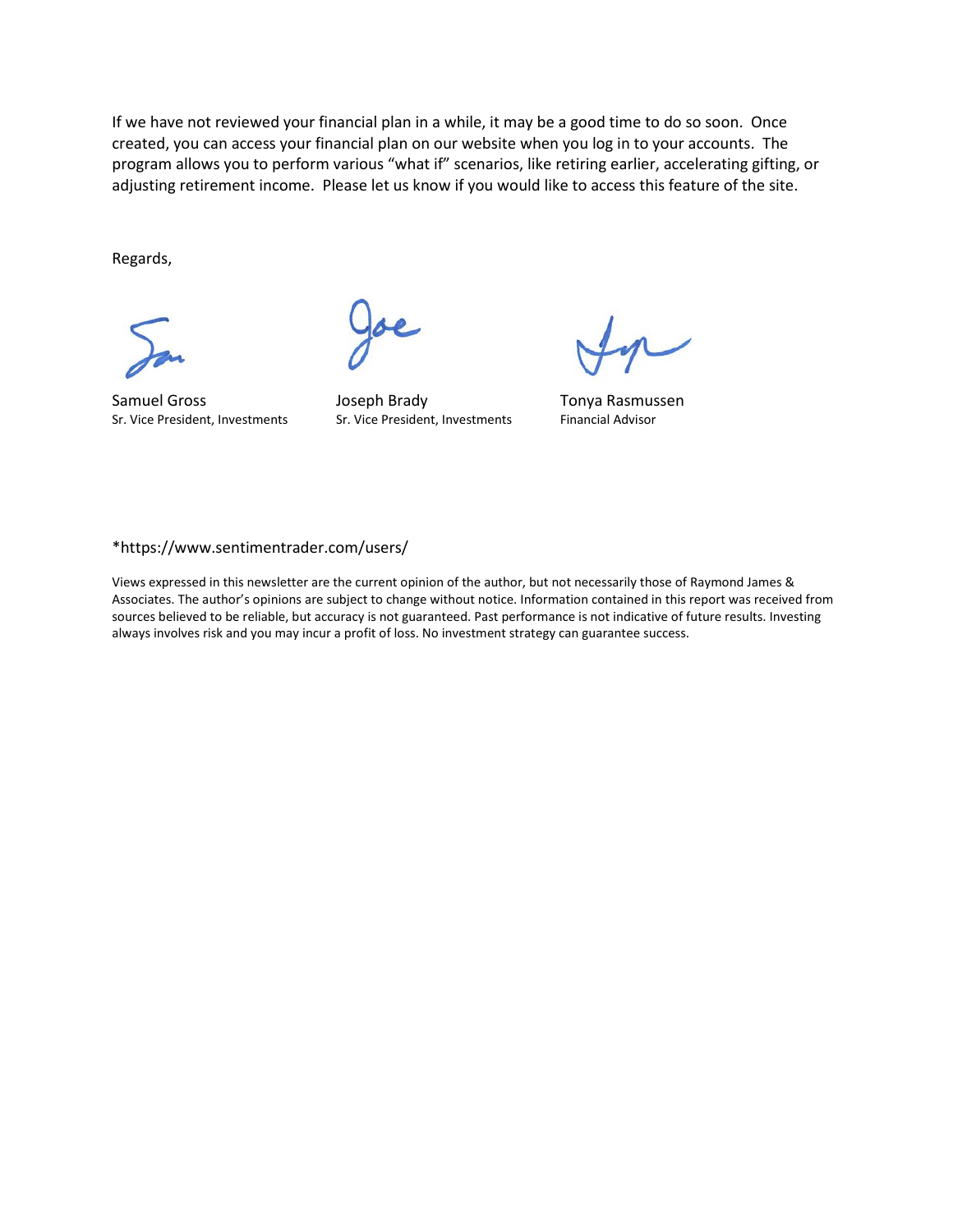If we have not reviewed your financial plan in a while, it may be a good time to do so soon. Once created, you can access your financial plan on our website when you log in to your accounts. The program allows you to perform various "what if" scenarios, like retiring earlier, accelerating gifting, or adjusting retirement income. Please let us know if you would like to access this feature of the site.

Regards,

| | | |
|---|---|---|
| Samuel Gross | Joseph Brady | Tonya Rasmussen |
| Sr. Vice President, Investments | Sr. Vice President, Investments | Financial Advisor |

*https://www.sentimentrader.com/users/

Views expressed in this newsletter are the current opinion of the author, but not necessarily those of Raymond James & Associates. The author's opinions are subject to change without notice. Information contained in this report was received from sources believed to be reliable, but accuracy is not guaranteed. Past performance is not indicative of future results. Investing always involves risk and you may incur a profit of loss. No investment strategy can guarantee success.